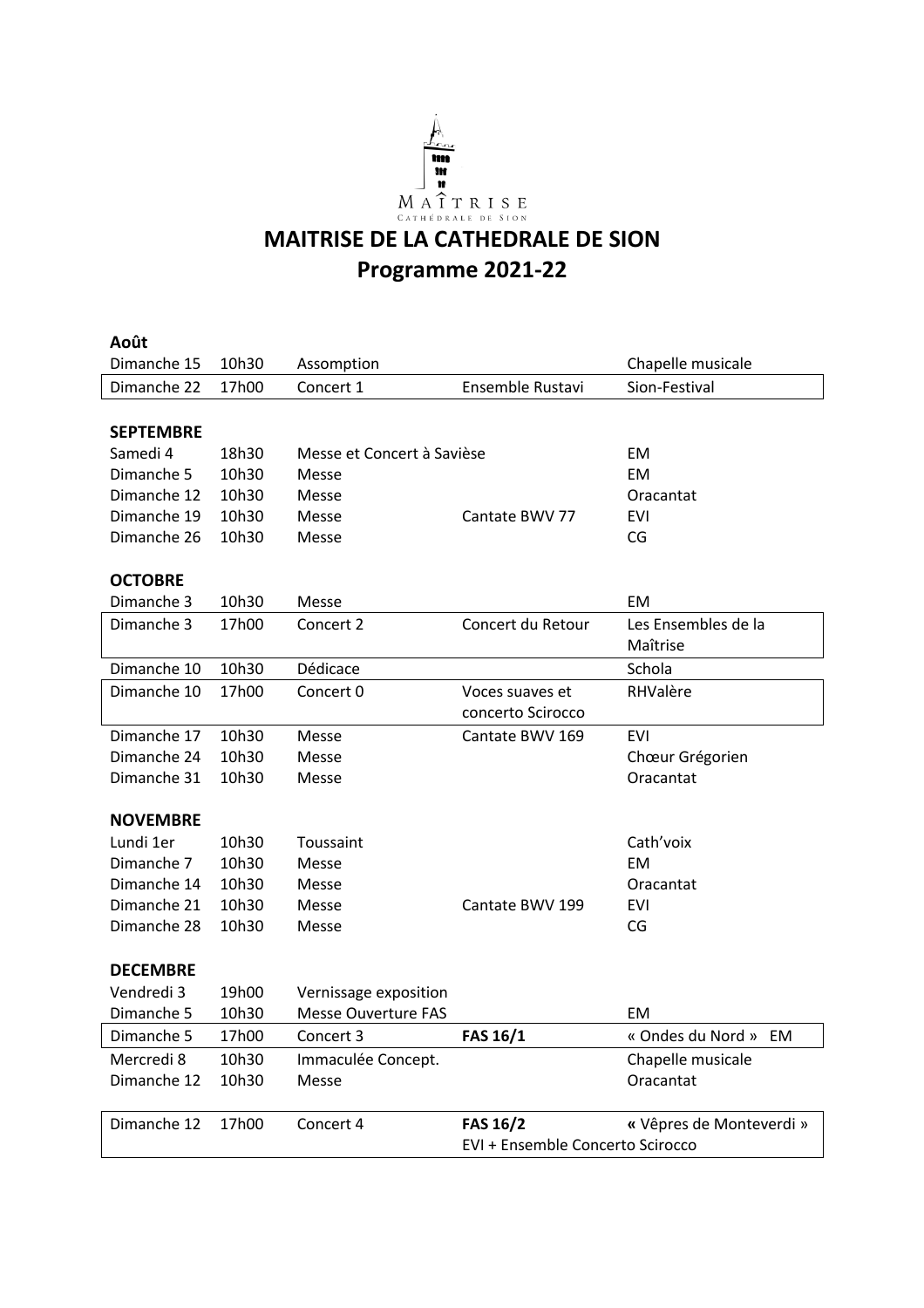MAÎTRISE
CATHÉDRALE DE SION

# MAITRISE DE LA CATHEDRALE DE SION
# Programme 2021-22

**Août**

| | | | | |
|---|---|---|---|---|
| Dimanche 15 | 10h30 | Assomption | | Chapelle musicale |
| Dimanche 22 | 17h00 | Concert 1 | Ensemble Rustavi | Sion-Festival |

**SEPTEMBRE**

| | | | | |
|---|---|---|---|---|
| Samedi 4 | 18h30 | Messe et Concert à Savièse | | EM |
| Dimanche 5 | 10h30 | Messe | | EM |
| Dimanche 12 | 10h30 | Messe | | Oracantat |
| Dimanche 19 | 10h30 | Messe | Cantate BWV 77 | EVI |
| Dimanche 26 | 10h30 | Messe | | CG |

**OCTOBRE**

| | | | | |
|---|---|---|---|---|
| Dimanche 3 | 10h30 | Messe | | EM |
| Dimanche 3 | 17h00 | Concert 2 | Concert du Retour | Les Ensembles de la Maîtrise |
| Dimanche 10 | 10h30 | Dédicace | | Schola |
| Dimanche 10 | 17h00 | Concert 0 | Voces suaves et concerto Scirocco | RHValère |
| Dimanche 17 | 10h30 | Messe | Cantate BWV 169 | EVI |
| Dimanche 24 | 10h30 | Messe | | Chœur Grégorien |
| Dimanche 31 | 10h30 | Messe | | Oracantat |

**NOVEMBRE**

| | | | | |
|---|---|---|---|---|
| Lundi 1er | 10h30 | Toussaint | | Cath'voix |
| Dimanche 7 | 10h30 | Messe | | EM |
| Dimanche 14 | 10h30 | Messe | | Oracantat |
| Dimanche 21 | 10h30 | Messe | Cantate BWV 199 | EVI |
| Dimanche 28 | 10h30 | Messe | | CG |

**DECEMBRE**

| | | | | |
|---|---|---|---|---|
| Vendredi 3 | 19h00 | Vernissage exposition | | |
| Dimanche 5 | 10h30 | Messe Ouverture FAS | | EM |
| Dimanche 5 | 17h00 | Concert 3 | **FAS 16/1** | « Ondes du Nord » EM |
| Mercredi 8 | 10h30 | Immaculée Concept. | | Chapelle musicale |
| Dimanche 12 | 10h30 | Messe | | Oracantat |
| Dimanche 12 | 17h00 | Concert 4 | **FAS 16/2** EVI + Ensemble Concerto Scirocco | **«** Vêpres de Monteverdi » |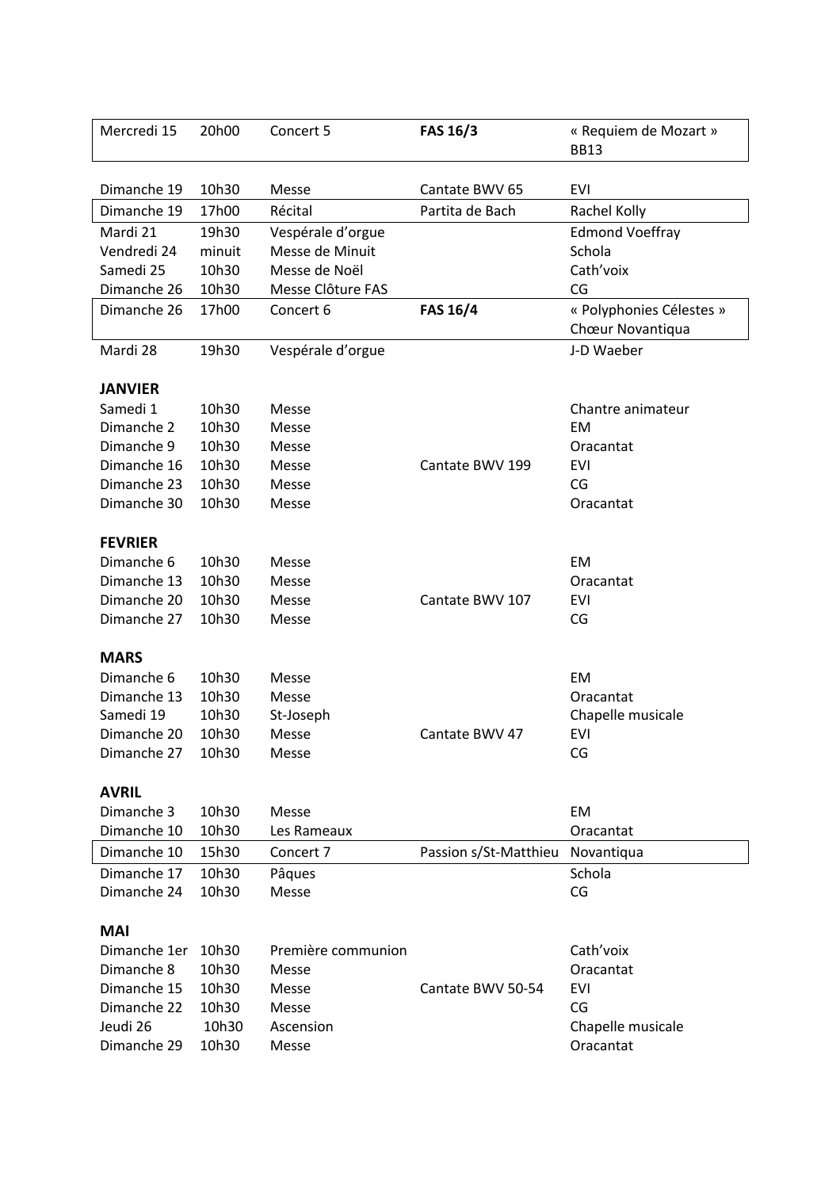| | | | | |
|---|---|---|---|---|
| Mercredi 15 | 20h00 | Concert 5 | **FAS 16/3** | « Requiem de Mozart » BB13 |
| Dimanche 19 | 10h30 | Messe | Cantate BWV 65 | EVI |
| Dimanche 19 | 17h00 | Récital | Partita de Bach | Rachel Kolly |
| Mardi 21 | 19h30 | Vespérale d'orgue | | Edmond Voeffray |
| Vendredi 24 | minuit | Messe de Minuit | | Schola |
| Samedi 25 | 10h30 | Messe de Noël | | Cath'voix |
| Dimanche 26 | 10h30 | Messe Clôture FAS | | CG |
| Dimanche 26 | 17h00 | Concert 6 | **FAS 16/4** | « Polyphonies Célestes » Chœur Novantiqua |
| Mardi 28 | 19h30 | Vespérale d'orgue | | J-D Waeber |

**JANVIER**

| | | | | |
|---|---|---|---|---|
| Samedi 1 | 10h30 | Messe | | Chantre animateur |
| Dimanche 2 | 10h30 | Messe | | EM |
| Dimanche 9 | 10h30 | Messe | | Oracantat |
| Dimanche 16 | 10h30 | Messe | Cantate BWV 199 | EVI |
| Dimanche 23 | 10h30 | Messe | | CG |
| Dimanche 30 | 10h30 | Messe | | Oracantat |

**FEVRIER**

| | | | | |
|---|---|---|---|---|
| Dimanche 6 | 10h30 | Messe | | EM |
| Dimanche 13 | 10h30 | Messe | | Oracantat |
| Dimanche 20 | 10h30 | Messe | Cantate BWV 107 | EVI |
| Dimanche 27 | 10h30 | Messe | | CG |

**MARS**

| | | | | |
|---|---|---|---|---|
| Dimanche 6 | 10h30 | Messe | | EM |
| Dimanche 13 | 10h30 | Messe | | Oracantat |
| Samedi 19 | 10h30 | St-Joseph | | Chapelle musicale |
| Dimanche 20 | 10h30 | Messe | Cantate BWV 47 | EVI |
| Dimanche 27 | 10h30 | Messe | | CG |

**AVRIL**

| | | | | |
|---|---|---|---|---|
| Dimanche 3 | 10h30 | Messe | | EM |
| Dimanche 10 | 10h30 | Les Rameaux | | Oracantat |
| Dimanche 10 | 15h30 | Concert 7 | Passion s/St-Matthieu | Novantiqua |
| Dimanche 17 | 10h30 | Pâques | | Schola |
| Dimanche 24 | 10h30 | Messe | | CG |

**MAI**

| | | | | |
|---|---|---|---|---|
| Dimanche 1er | 10h30 | Première communion | | Cath'voix |
| Dimanche 8 | 10h30 | Messe | | Oracantat |
| Dimanche 15 | 10h30 | Messe | Cantate BWV 50-54 | EVI |
| Dimanche 22 | 10h30 | Messe | | CG |
| Jeudi 26 | 10h30 | Ascension | | Chapelle musicale |
| Dimanche 29 | 10h30 | Messe | | Oracantat |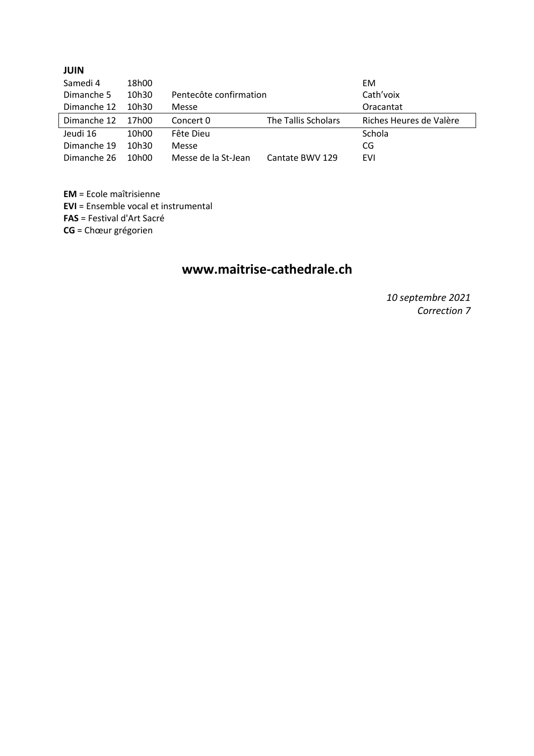**JUIN**

| | | | | |
|---|---|---|---|---|
| Samedi 4 | 18h00 | | | EM |
| Dimanche 5 | 10h30 | Pentecôte confirmation | | Cath'voix |
| Dimanche 12 | 10h30 | Messe | | Oracantat |
| Dimanche 12 | 17h00 | Concert 0 | The Tallis Scholars | Riches Heures de Valère |
| Jeudi 16 | 10h00 | Fête Dieu | | Schola |
| Dimanche 19 | 10h30 | Messe | | CG |
| Dimanche 26 | 10h00 | Messe de la St-Jean | Cantate BWV 129 | EVI |

**EM** = Ecole maîtrisienne
**EVI** = Ensemble vocal et instrumental
**FAS** = Festival d'Art Sacré
**CG** = Chœur grégorien

## www.maitrise-cathedrale.ch

*10 septembre 2021*
*Correction 7*